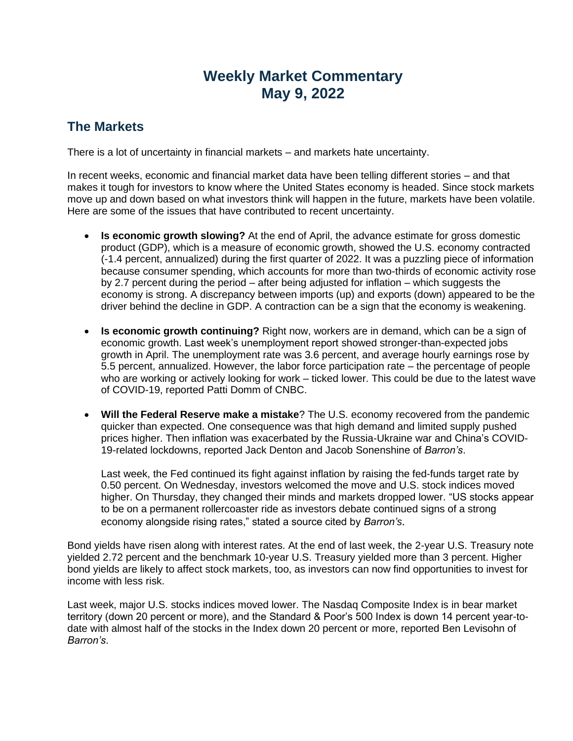# Weekly Market Commentary
# May 9, 2022

## The Markets

There is a lot of uncertainty in financial markets – and markets hate uncertainty.

In recent weeks, economic and financial market data have been telling different stories – and that makes it tough for investors to know where the United States economy is headed. Since stock markets move up and down based on what investors think will happen in the future, markets have been volatile. Here are some of the issues that have contributed to recent uncertainty.

- **Is economic growth slowing?** At the end of April, the advance estimate for gross domestic product (GDP), which is a measure of economic growth, showed the U.S. economy contracted (-1.4 percent, annualized) during the first quarter of 2022. It was a puzzling piece of information because consumer spending, which accounts for more than two-thirds of economic activity rose by 2.7 percent during the period – after being adjusted for inflation – which suggests the economy is strong. A discrepancy between imports (up) and exports (down) appeared to be the driver behind the decline in GDP. A contraction can be a sign that the economy is weakening.

- **Is economic growth continuing?** Right now, workers are in demand, which can be a sign of economic growth. Last week's unemployment report showed stronger-than-expected jobs growth in April. The unemployment rate was 3.6 percent, and average hourly earnings rose by 5.5 percent, annualized. However, the labor force participation rate – the percentage of people who are working or actively looking for work – ticked lower. This could be due to the latest wave of COVID-19, reported Patti Domm of CNBC.

- **Will the Federal Reserve make a mistake**? The U.S. economy recovered from the pandemic quicker than expected. One consequence was that high demand and limited supply pushed prices higher. Then inflation was exacerbated by the Russia-Ukraine war and China's COVID-19-related lockdowns, reported Jack Denton and Jacob Sonenshine of *Barron's*.

  Last week, the Fed continued its fight against inflation by raising the fed-funds target rate by 0.50 percent. On Wednesday, investors welcomed the move and U.S. stock indices moved higher. On Thursday, they changed their minds and markets dropped lower. "US stocks appear to be on a permanent rollercoaster ride as investors debate continued signs of a strong economy alongside rising rates," stated a source cited by *Barron's*.

Bond yields have risen along with interest rates. At the end of last week, the 2-year U.S. Treasury note yielded 2.72 percent and the benchmark 10-year U.S. Treasury yielded more than 3 percent. Higher bond yields are likely to affect stock markets, too, as investors can now find opportunities to invest for income with less risk.

Last week, major U.S. stocks indices moved lower. The Nasdaq Composite Index is in bear market territory (down 20 percent or more), and the Standard & Poor's 500 Index is down 14 percent year-to-date with almost half of the stocks in the Index down 20 percent or more, reported Ben Levisohn of *Barron's*.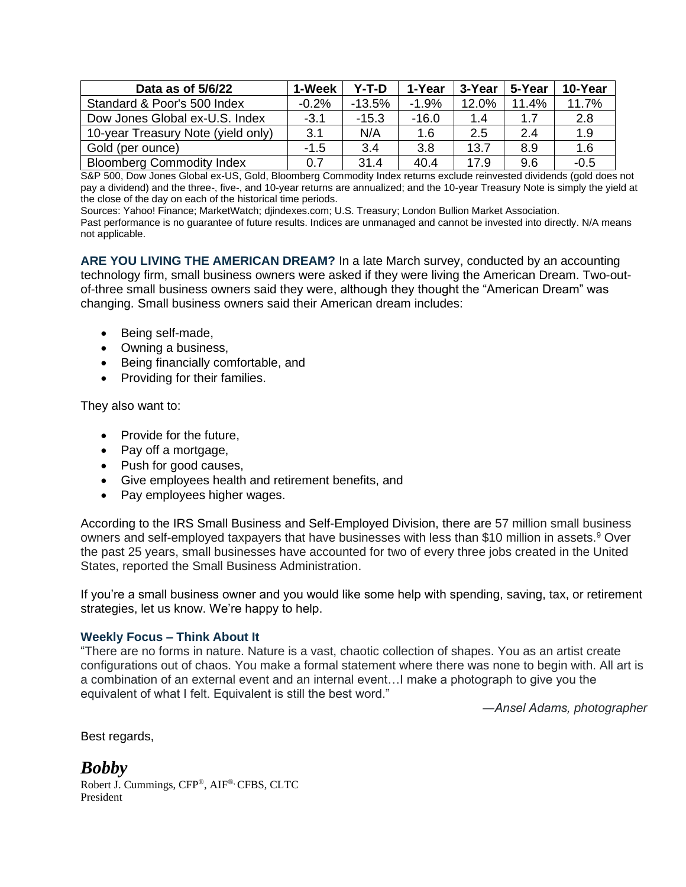| Data as of 5/6/22 | 1-Week | Y-T-D | 1-Year | 3-Year | 5-Year | 10-Year |
|---|---|---|---|---|---|---|
| Standard & Poor's 500 Index | -0.2% | -13.5% | -1.9% | 12.0% | 11.4% | 11.7% |
| Dow Jones Global ex-U.S. Index | -3.1 | -15.3 | -16.0 | 1.4 | 1.7 | 2.8 |
| 10-year Treasury Note (yield only) | 3.1 | N/A | 1.6 | 2.5 | 2.4 | 1.9 |
| Gold (per ounce) | -1.5 | 3.4 | 3.8 | 13.7 | 8.9 | 1.6 |
| Bloomberg Commodity Index | 0.7 | 31.4 | 40.4 | 17.9 | 9.6 | -0.5 |

S&P 500, Dow Jones Global ex-US, Gold, Bloomberg Commodity Index returns exclude reinvested dividends (gold does not pay a dividend) and the three-, five-, and 10-year returns are annualized; and the 10-year Treasury Note is simply the yield at the close of the day on each of the historical time periods.

Sources: Yahoo! Finance; MarketWatch; djindexes.com; U.S. Treasury; London Bullion Market Association.

Past performance is no guarantee of future results. Indices are unmanaged and cannot be invested into directly. N/A means not applicable.

**ARE YOU LIVING THE AMERICAN DREAM?** In a late March survey, conducted by an accounting technology firm, small business owners were asked if they were living the American Dream. Two-out-of-three small business owners said they were, although they thought the "American Dream" was changing. Small business owners said their American dream includes:

- Being self-made,
- Owning a business,
- Being financially comfortable, and
- Providing for their families.

They also want to:

- Provide for the future,
- Pay off a mortgage,
- Push for good causes,
- Give employees health and retirement benefits, and
- Pay employees higher wages.

According to the IRS Small Business and Self-Employed Division, there are 57 million small business owners and self-employed taxpayers that have businesses with less than $10 million in assets.[9] Over the past 25 years, small businesses have accounted for two of every three jobs created in the United States, reported the Small Business Administration.

If you're a small business owner and you would like some help with spending, saving, tax, or retirement strategies, let us know. We're happy to help.

### Weekly Focus – Think About It

"There are no forms in nature. Nature is a vast, chaotic collection of shapes. You as an artist create configurations out of chaos. You make a formal statement where there was none to begin with. All art is a combination of an external event and an internal event…I make a photograph to give you the equivalent of what I felt. Equivalent is still the best word."

*—Ansel Adams, photographer*

Best regards,

***Bobby***

Robert J. Cummings, CFP®, AIF®, CFBS, CLTC
President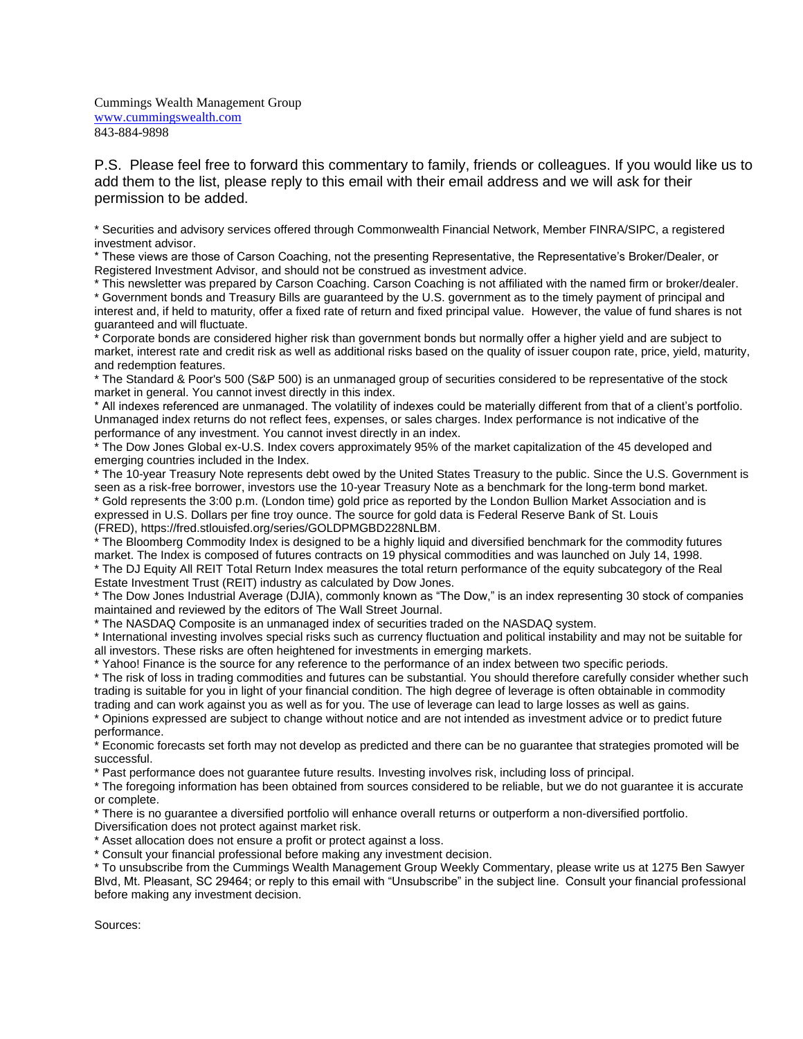Cummings Wealth Management Group
[www.cummingswealth.com](http://www.cummingswealth.com)
843-884-9898

P.S. Please feel free to forward this commentary to family, friends or colleagues. If you would like us to add them to the list, please reply to this email with their email address and we will ask for their permission to be added.

* Securities and advisory services offered through Commonwealth Financial Network, Member FINRA/SIPC, a registered investment advisor.
* These views are those of Carson Coaching, not the presenting Representative, the Representative's Broker/Dealer, or Registered Investment Advisor, and should not be construed as investment advice.
* This newsletter was prepared by Carson Coaching. Carson Coaching is not affiliated with the named firm or broker/dealer.
* Government bonds and Treasury Bills are guaranteed by the U.S. government as to the timely payment of principal and interest and, if held to maturity, offer a fixed rate of return and fixed principal value. However, the value of fund shares is not guaranteed and will fluctuate.
* Corporate bonds are considered higher risk than government bonds but normally offer a higher yield and are subject to market, interest rate and credit risk as well as additional risks based on the quality of issuer coupon rate, price, yield, maturity, and redemption features.
* The Standard & Poor's 500 (S&P 500) is an unmanaged group of securities considered to be representative of the stock market in general. You cannot invest directly in this index.
* All indexes referenced are unmanaged. The volatility of indexes could be materially different from that of a client's portfolio. Unmanaged index returns do not reflect fees, expenses, or sales charges. Index performance is not indicative of the performance of any investment. You cannot invest directly in an index.
* The Dow Jones Global ex-U.S. Index covers approximately 95% of the market capitalization of the 45 developed and emerging countries included in the Index.
* The 10-year Treasury Note represents debt owed by the United States Treasury to the public. Since the U.S. Government is seen as a risk-free borrower, investors use the 10-year Treasury Note as a benchmark for the long-term bond market.
* Gold represents the 3:00 p.m. (London time) gold price as reported by the London Bullion Market Association and is expressed in U.S. Dollars per fine troy ounce. The source for gold data is Federal Reserve Bank of St. Louis (FRED), https://fred.stlouisfed.org/series/GOLDPMGBD228NLBM.
* The Bloomberg Commodity Index is designed to be a highly liquid and diversified benchmark for the commodity futures market. The Index is composed of futures contracts on 19 physical commodities and was launched on July 14, 1998.
* The DJ Equity All REIT Total Return Index measures the total return performance of the equity subcategory of the Real Estate Investment Trust (REIT) industry as calculated by Dow Jones.
* The Dow Jones Industrial Average (DJIA), commonly known as "The Dow," is an index representing 30 stock of companies maintained and reviewed by the editors of The Wall Street Journal.
* The NASDAQ Composite is an unmanaged index of securities traded on the NASDAQ system.
* International investing involves special risks such as currency fluctuation and political instability and may not be suitable for all investors. These risks are often heightened for investments in emerging markets.
* Yahoo! Finance is the source for any reference to the performance of an index between two specific periods.
* The risk of loss in trading commodities and futures can be substantial. You should therefore carefully consider whether such trading is suitable for you in light of your financial condition. The high degree of leverage is often obtainable in commodity trading and can work against you as well as for you. The use of leverage can lead to large losses as well as gains.
* Opinions expressed are subject to change without notice and are not intended as investment advice or to predict future performance.
* Economic forecasts set forth may not develop as predicted and there can be no guarantee that strategies promoted will be successful.
* Past performance does not guarantee future results. Investing involves risk, including loss of principal.
* The foregoing information has been obtained from sources considered to be reliable, but we do not guarantee it is accurate or complete.
* There is no guarantee a diversified portfolio will enhance overall returns or outperform a non-diversified portfolio. Diversification does not protect against market risk.
* Asset allocation does not ensure a profit or protect against a loss.
* Consult your financial professional before making any investment decision.
* To unsubscribe from the Cummings Wealth Management Group Weekly Commentary, please write us at 1275 Ben Sawyer Blvd, Mt. Pleasant, SC 29464; or reply to this email with "Unsubscribe" in the subject line. Consult your financial professional before making any investment decision.

Sources: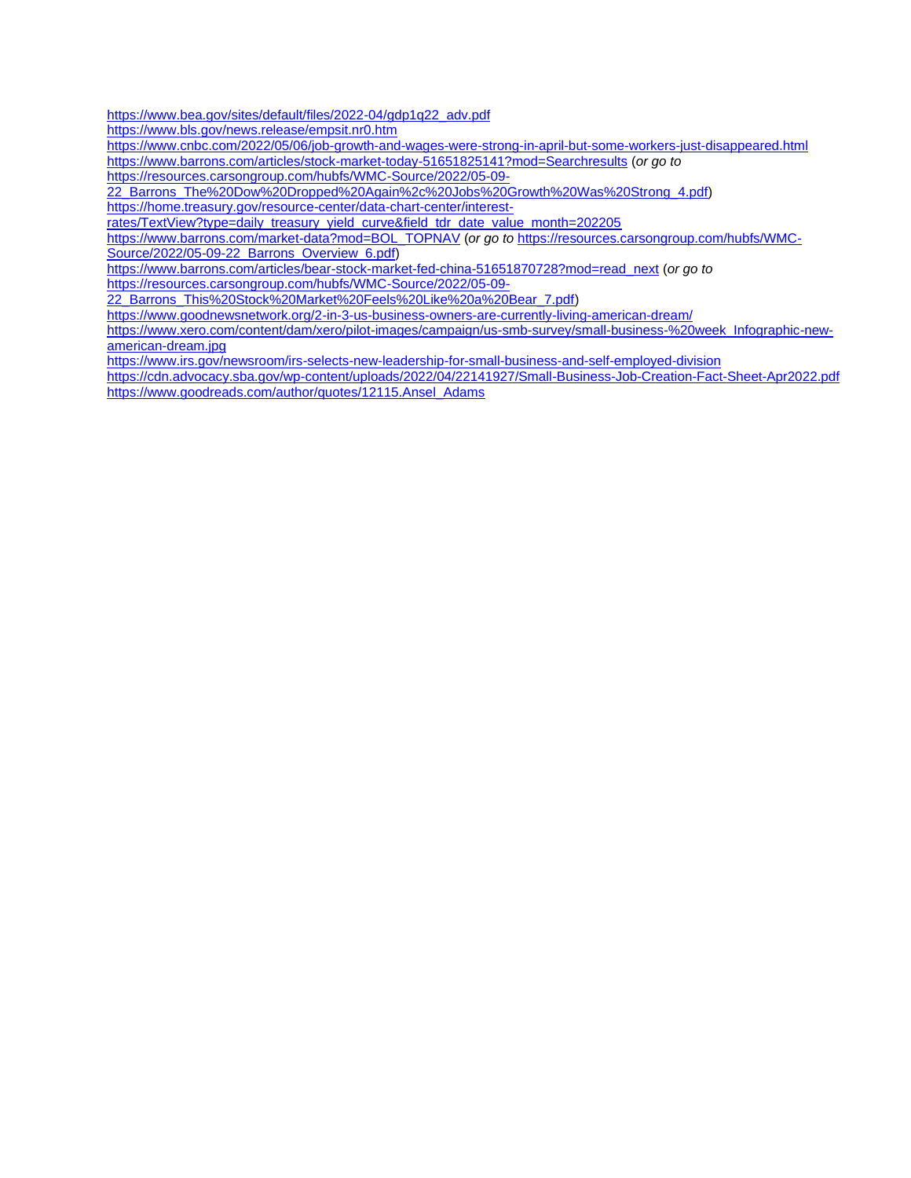https://www.bea.gov/sites/default/files/2022-04/gdp1q22_adv.pdf
https://www.bls.gov/news.release/empsit.nr0.htm
https://www.cnbc.com/2022/05/06/job-growth-and-wages-were-strong-in-april-but-some-workers-just-disappeared.html
https://www.barrons.com/articles/stock-market-today-51651825141?mod=Searchresults (*or go to* https://resources.carsongroup.com/hubfs/WMC-Source/2022/05-09-22_Barrons_The%20Dow%20Dropped%20Again%2c%20Jobs%20Growth%20Was%20Strong_4.pdf)
https://home.treasury.gov/resource-center/data-chart-center/interest-rates/TextView?type=daily_treasury_yield_curve&field_tdr_date_value_month=202205
https://www.barrons.com/market-data?mod=BOL_TOPNAV (*or go to* https://resources.carsongroup.com/hubfs/WMC-Source/2022/05-09-22_Barrons_Overview_6.pdf)
https://www.barrons.com/articles/bear-stock-market-fed-china-51651870728?mod=read_next (*or go to* https://resources.carsongroup.com/hubfs/WMC-Source/2022/05-09-22_Barrons_This%20Stock%20Market%20Feels%20Like%20a%20Bear_7.pdf)
https://www.goodnewsnetwork.org/2-in-3-us-business-owners-are-currently-living-american-dream/
https://www.xero.com/content/dam/xero/pilot-images/campaign/us-smb-survey/small-business-%20week_Infographic-new-american-dream.jpg
https://www.irs.gov/newsroom/irs-selects-new-leadership-for-small-business-and-self-employed-division
https://cdn.advocacy.sba.gov/wp-content/uploads/2022/04/22141927/Small-Business-Job-Creation-Fact-Sheet-Apr2022.pdf
https://www.goodreads.com/author/quotes/12115.Ansel_Adams